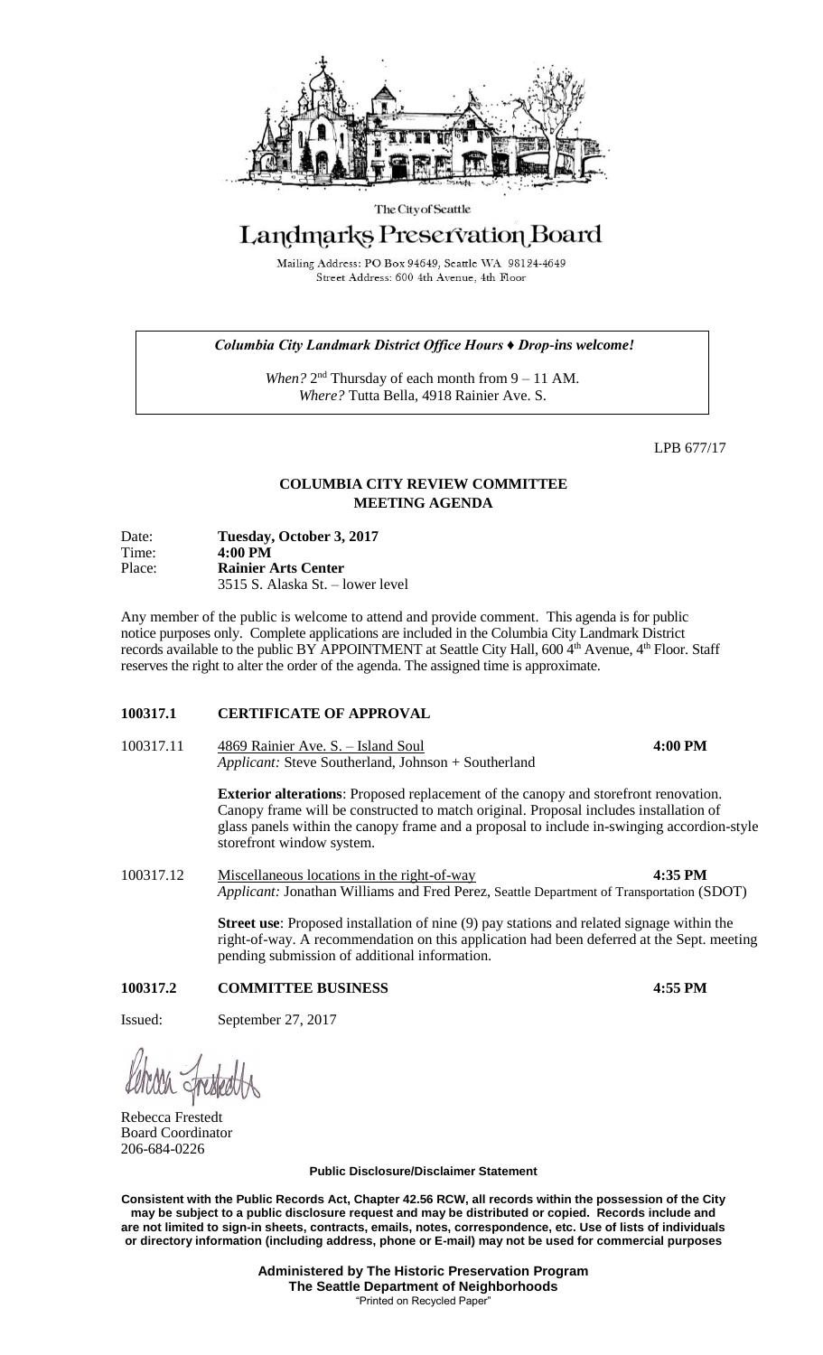The City of Seattle

# Landmarks Preservation Board

Mailing Address: PO Box 94649, Seattle WA 98124-4649
Street Address: 600 4th Avenue, 4th Floor

***Columbia City Landmark District Office Hours ♦ Drop-ins welcome!***

*When?* 2nd Thursday of each month from 9 – 11 AM.
*Where?* Tutta Bella, 4918 Rainier Ave. S.

LPB 677/17

## COLUMBIA CITY REVIEW COMMITTEE
## MEETING AGENDA

Date: **Tuesday, October 3, 2017**
Time: **4:00 PM**
Place: **Rainier Arts Center**
3515 S. Alaska St. – lower level

Any member of the public is welcome to attend and provide comment. This agenda is for public notice purposes only. Complete applications are included in the Columbia City Landmark District records available to the public BY APPOINTMENT at Seattle City Hall, 600 4th Avenue, 4th Floor. Staff reserves the right to alter the order of the agenda. The assigned time is approximate.

**100317.1 CERTIFICATE OF APPROVAL**

100317.11 4869 Rainier Ave. S. – Island Soul **4:00 PM**
*Applicant:* Steve Southerland, Johnson + Southerland

**Exterior alterations**: Proposed replacement of the canopy and storefront renovation. Canopy frame will be constructed to match original. Proposal includes installation of glass panels within the canopy frame and a proposal to include in-swinging accordion-style storefront window system.

100317.12 Miscellaneous locations in the right-of-way **4:35 PM**
*Applicant:* Jonathan Williams and Fred Perez, Seattle Department of Transportation (SDOT)

**Street use**: Proposed installation of nine (9) pay stations and related signage within the right-of-way. A recommendation on this application had been deferred at the Sept. meeting pending submission of additional information.

**100317.2 COMMITTEE BUSINESS** **4:55 PM**

Issued: September 27, 2017

Rebecca Frestedt
Board Coordinator
206-684-0226

**Public Disclosure/Disclaimer Statement**

**Consistent with the Public Records Act, Chapter 42.56 RCW, all records within the possession of the City may be subject to a public disclosure request and may be distributed or copied. Records include and are not limited to sign-in sheets, contracts, emails, notes, correspondence, etc. Use of lists of individuals or directory information (including address, phone or E-mail) may not be used for commercial purposes**

**Administered by The Historic Preservation Program**
**The Seattle Department of Neighborhoods**
"Printed on Recycled Paper"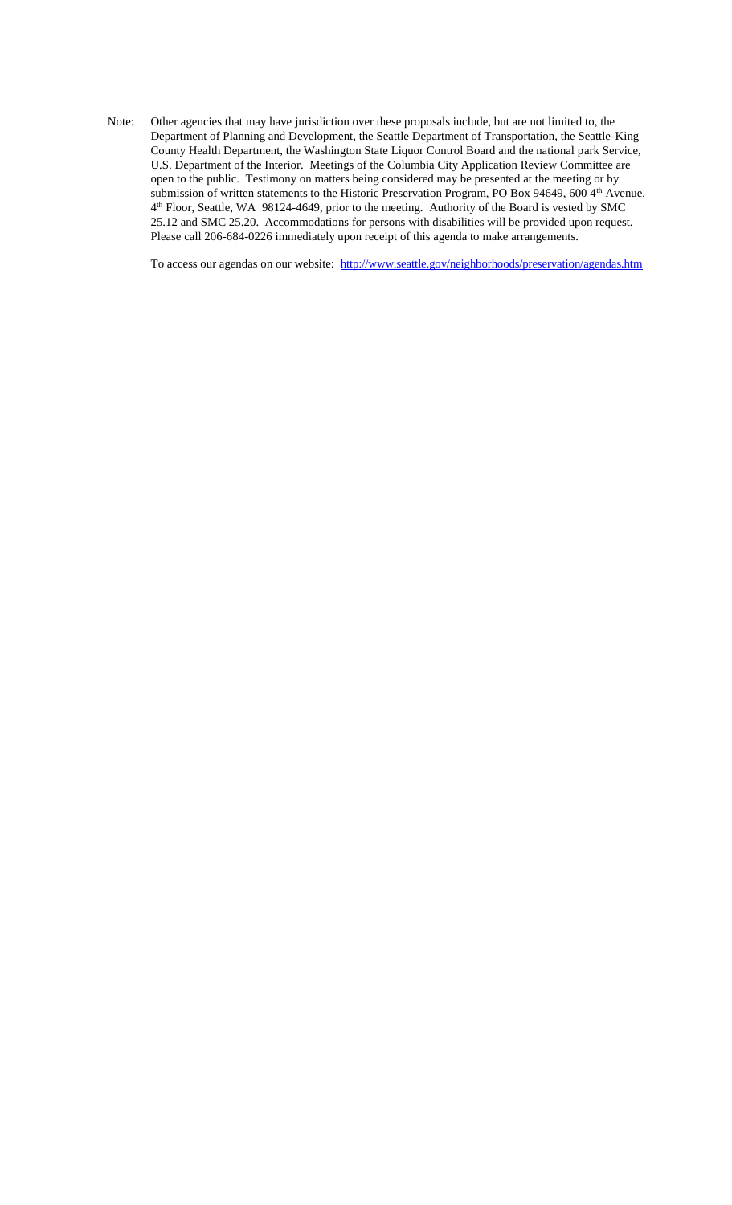Note: Other agencies that may have jurisdiction over these proposals include, but are not limited to, the Department of Planning and Development, the Seattle Department of Transportation, the Seattle-King County Health Department, the Washington State Liquor Control Board and the national park Service, U.S. Department of the Interior. Meetings of the Columbia City Application Review Committee are open to the public. Testimony on matters being considered may be presented at the meeting or by submission of written statements to the Historic Preservation Program, PO Box 94649, 600 4th Avenue, 4th Floor, Seattle, WA 98124-4649, prior to the meeting. Authority of the Board is vested by SMC 25.12 and SMC 25.20. Accommodations for persons with disabilities will be provided upon request. Please call 206-684-0226 immediately upon receipt of this agenda to make arrangements.

To access our agendas on our website: http://www.seattle.gov/neighborhoods/preservation/agendas.htm